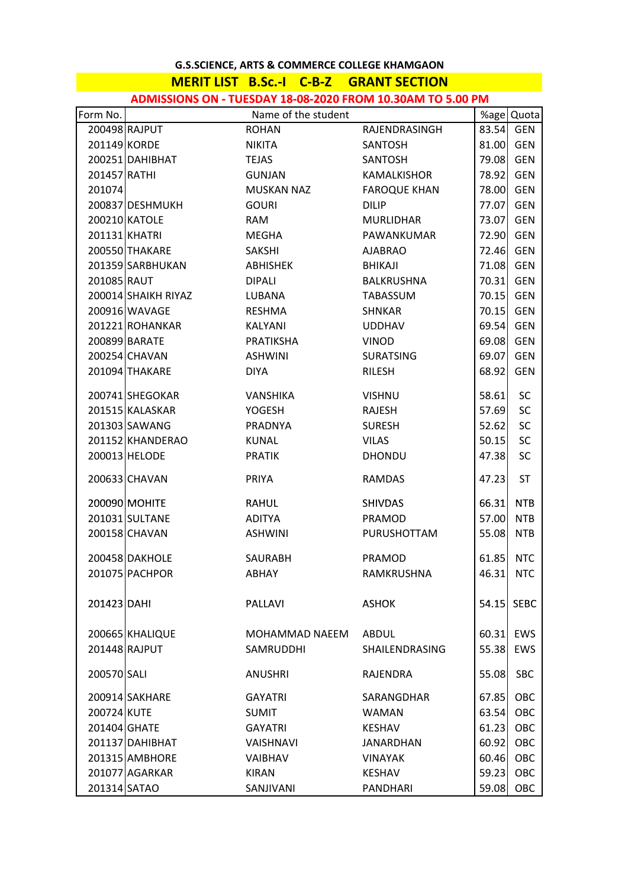**G.S.SCIENCE, ARTS & COMMERCE COLLEGE KHAMGAON**

**MERIT LIST B.Sc.-I C-B-Z GRANT SECTION**

**ADMISSIONS ON - TUESDAY 18-08-2020 FROM 10.30AM TO 5.00 PM**

| Form No. | Name of the student | | | %age | Quota |
|---|---|---|---|---|---|
| 200498 | RAJPUT | ROHAN | RAJENDRASINGH | 83.54 | GEN |
| 201149 | KORDE | NIKITA | SANTOSH | 81.00 | GEN |
| 200251 | DAHIBHAT | TEJAS | SANTOSH | 79.08 | GEN |
| 201457 | RATHI | GUNJAN | KAMALKISHOR | 78.92 | GEN |
| 201074 | | MUSKAN NAZ | FAROQUE KHAN | 78.00 | GEN |
| 200837 | DESHMUKH | GOURI | DILIP | 77.07 | GEN |
| 200210 | KATOLE | RAM | MURLIDHAR | 73.07 | GEN |
| 201131 | KHATRI | MEGHA | PAWANKUMAR | 72.90 | GEN |
| 200550 | THAKARE | SAKSHI | AJABRAO | 72.46 | GEN |
| 201359 | SARBHUKAN | ABHISHEK | BHIKAJI | 71.08 | GEN |
| 201085 | RAUT | DIPALI | BALKRUSHNA | 70.31 | GEN |
| 200014 | SHAIKH RIYAZ | LUBANA | TABASSUM | 70.15 | GEN |
| 200916 | WAVAGE | RESHMA | SHNKAR | 70.15 | GEN |
| 201221 | ROHANKAR | KALYANI | UDDHAV | 69.54 | GEN |
| 200899 | BARATE | PRATIKSHA | VINOD | 69.08 | GEN |
| 200254 | CHAVAN | ASHWINI | SURATSING | 69.07 | GEN |
| 201094 | THAKARE | DIYA | RILESH | 68.92 | GEN |
| 200741 | SHEGOKAR | VANSHIKA | VISHNU | 58.61 | SC |
| 201515 | KALASKAR | YOGESH | RAJESH | 57.69 | SC |
| 201303 | SAWANG | PRADNYA | SURESH | 52.62 | SC |
| 201152 | KHANDERAO | KUNAL | VILAS | 50.15 | SC |
| 200013 | HELODE | PRATIK | DHONDU | 47.38 | SC |
| 200633 | CHAVAN | PRIYA | RAMDAS | 47.23 | ST |
| 200090 | MOHITE | RAHUL | SHIVDAS | 66.31 | NTB |
| 201031 | SULTANE | ADITYA | PRAMOD | 57.00 | NTB |
| 200158 | CHAVAN | ASHWINI | PURUSHOTTAM | 55.08 | NTB |
| 200458 | DAKHOLE | SAURABH | PRAMOD | 61.85 | NTC |
| 201075 | PACHPOR | ABHAY | RAMKRUSHNA | 46.31 | NTC |
| 201423 | DAHI | PALLAVI | ASHOK | 54.15 | SEBC |
| 200665 | KHALIQUE | MOHAMMAD NAEEM | ABDUL | 60.31 | EWS |
| 201448 | RAJPUT | SAMRUDDHI | SHAILENDRASING | 55.38 | EWS |
| 200570 | SALI | ANUSHRI | RAJENDRA | 55.08 | SBC |
| 200914 | SAKHARE | GAYATRI | SARANGDHAR | 67.85 | OBC |
| 200724 | KUTE | SUMIT | WAMAN | 63.54 | OBC |
| 201404 | GHATE | GAYATRI | KESHAV | 61.23 | OBC |
| 201137 | DAHIBHAT | VAISHNAVI | JANARDHAN | 60.92 | OBC |
| 201315 | AMBHORE | VAIBHAV | VINAYAK | 60.46 | OBC |
| 201077 | AGARKAR | KIRAN | KESHAV | 59.23 | OBC |
| 201314 | SATAO | SANJIVANI | PANDHARI | 59.08 | OBC |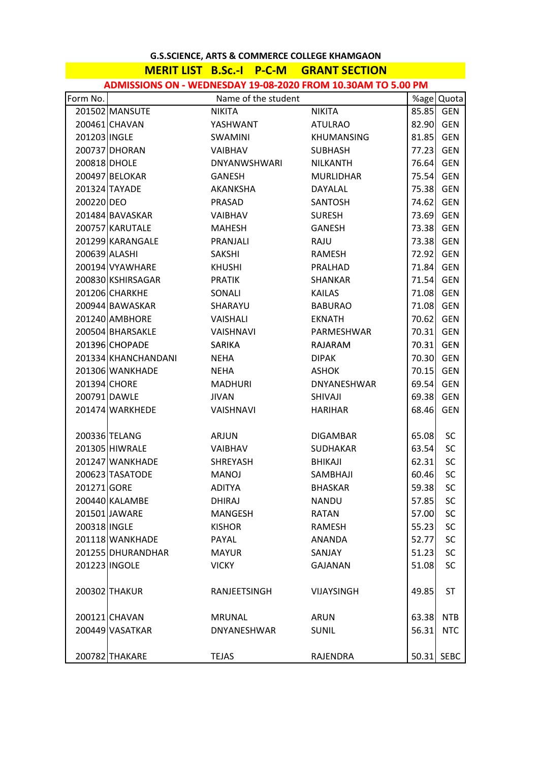**G.S.SCIENCE, ARTS & COMMERCE COLLEGE KHAMGAON**

**MERIT LIST B.Sc.-I P-C-M GRANT SECTION**

**ADMISSIONS ON - WEDNESDAY 19-08-2020 FROM 10.30AM TO 5.00 PM**

| Form No. | Name of the student | | | %age | Quota |
|---|---|---|---|---|---|
| 201502 | MANSUTE | NIKITA | NIKITA | 85.85 | GEN |
| 200461 | CHAVAN | YASHWANT | ATULRAO | 82.90 | GEN |
| 201203 | INGLE | SWAMINI | KHUMANSING | 81.85 | GEN |
| 200737 | DHORAN | VAIBHAV | SUBHASH | 77.23 | GEN |
| 200818 | DHOLE | DNYANWSHWARI | NILKANTH | 76.64 | GEN |
| 200497 | BELOKAR | GANESH | MURLIDHAR | 75.54 | GEN |
| 201324 | TAYADE | AKANKSHA | DAYALAL | 75.38 | GEN |
| 200220 | DEO | PRASAD | SANTOSH | 74.62 | GEN |
| 201484 | BAVASKAR | VAIBHAV | SURESH | 73.69 | GEN |
| 200757 | KARUTALE | MAHESH | GANESH | 73.38 | GEN |
| 201299 | KARANGALE | PRANJALI | RAJU | 73.38 | GEN |
| 200639 | ALASHI | SAKSHI | RAMESH | 72.92 | GEN |
| 200194 | VYAWHARE | KHUSHI | PRALHAD | 71.84 | GEN |
| 200830 | KSHIRSAGAR | PRATIK | SHANKAR | 71.54 | GEN |
| 201206 | CHARKHE | SONALI | KAILAS | 71.08 | GEN |
| 200944 | BAWASKAR | SHARAYU | BABURAO | 71.08 | GEN |
| 201240 | AMBHORE | VAISHALI | EKNATH | 70.62 | GEN |
| 200504 | BHARSAKLE | VAISHNAVI | PARMESHWAR | 70.31 | GEN |
| 201396 | CHOPADE | SARIKA | RAJARAM | 70.31 | GEN |
| 201334 | KHANCHANDANI | NEHA | DIPAK | 70.30 | GEN |
| 201306 | WANKHADE | NEHA | ASHOK | 70.15 | GEN |
| 201394 | CHORE | MADHURI | DNYANESHWAR | 69.54 | GEN |
| 200791 | DAWLE | JIVAN | SHIVAJI | 69.38 | GEN |
| 201474 | WARKHEDE | VAISHNAVI | HARIHAR | 68.46 | GEN |
| | | | | | |
| 200336 | TELANG | ARJUN | DIGAMBAR | 65.08 | SC |
| 201305 | HIWRALE | VAIBHAV | SUDHAKAR | 63.54 | SC |
| 201247 | WANKHADE | SHREYASH | BHIKAJI | 62.31 | SC |
| 200623 | TASATODE | MANOJ | SAMBHAJI | 60.46 | SC |
| 201271 | GORE | ADITYA | BHASKAR | 59.38 | SC |
| 200440 | KALAMBE | DHIRAJ | NANDU | 57.85 | SC |
| 201501 | JAWARE | MANGESH | RATAN | 57.00 | SC |
| 200318 | INGLE | KISHOR | RAMESH | 55.23 | SC |
| 201118 | WANKHADE | PAYAL | ANANDA | 52.77 | SC |
| 201255 | DHURANDHAR | MAYUR | SANJAY | 51.23 | SC |
| 201223 | INGOLE | VICKY | GAJANAN | 51.08 | SC |
| | | | | | |
| 200302 | THAKUR | RANJEETSINGH | VIJAYSINGH | 49.85 | ST |
| | | | | | |
| 200121 | CHAVAN | MRUNAL | ARUN | 63.38 | NTB |
| 200449 | VASATKAR | DNYANESHWAR | SUNIL | 56.31 | NTC |
| | | | | | |
| 200782 | THAKARE | TEJAS | RAJENDRA | 50.31 | SEBC |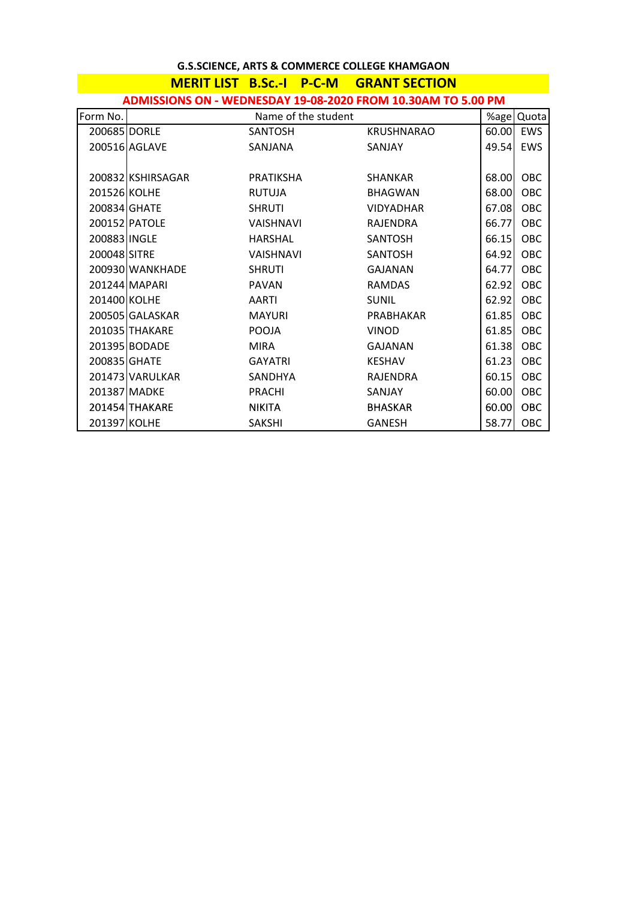## G.S.SCIENCE, ARTS & COMMERCE COLLEGE KHAMGAON

## MERIT LIST B.Sc.-I P-C-M GRANT SECTION

**ADMISSIONS ON - WEDNESDAY 19-08-2020 FROM 10.30AM TO 5.00 PM**

| Form No. | Name of the student | | | %age | Quota |
|---|---|---|---|---|---|
| 200685 | DORLE | SANTOSH | KRUSHNARAO | 60.00 | EWS |
| 200516 | AGLAVE | SANJANA | SANJAY | 49.54 | EWS |
| | | | | | |
| 200832 | KSHIRSAGAR | PRATIKSHA | SHANKAR | 68.00 | OBC |
| 201526 | KOLHE | RUTUJA | BHAGWAN | 68.00 | OBC |
| 200834 | GHATE | SHRUTI | VIDYADHAR | 67.08 | OBC |
| 200152 | PATOLE | VAISHNAVI | RAJENDRA | 66.77 | OBC |
| 200883 | INGLE | HARSHAL | SANTOSH | 66.15 | OBC |
| 200048 | SITRE | VAISHNAVI | SANTOSH | 64.92 | OBC |
| 200930 | WANKHADE | SHRUTI | GAJANAN | 64.77 | OBC |
| 201244 | MAPARI | PAVAN | RAMDAS | 62.92 | OBC |
| 201400 | KOLHE | AARTI | SUNIL | 62.92 | OBC |
| 200505 | GALASKAR | MAYURI | PRABHAKAR | 61.85 | OBC |
| 201035 | THAKARE | POOJA | VINOD | 61.85 | OBC |
| 201395 | BODADE | MIRA | GAJANAN | 61.38 | OBC |
| 200835 | GHATE | GAYATRI | KESHAV | 61.23 | OBC |
| 201473 | VARULKAR | SANDHYA | RAJENDRA | 60.15 | OBC |
| 201387 | MADKE | PRACHI | SANJAY | 60.00 | OBC |
| 201454 | THAKARE | NIKITA | BHASKAR | 60.00 | OBC |
| 201397 | KOLHE | SAKSHI | GANESH | 58.77 | OBC |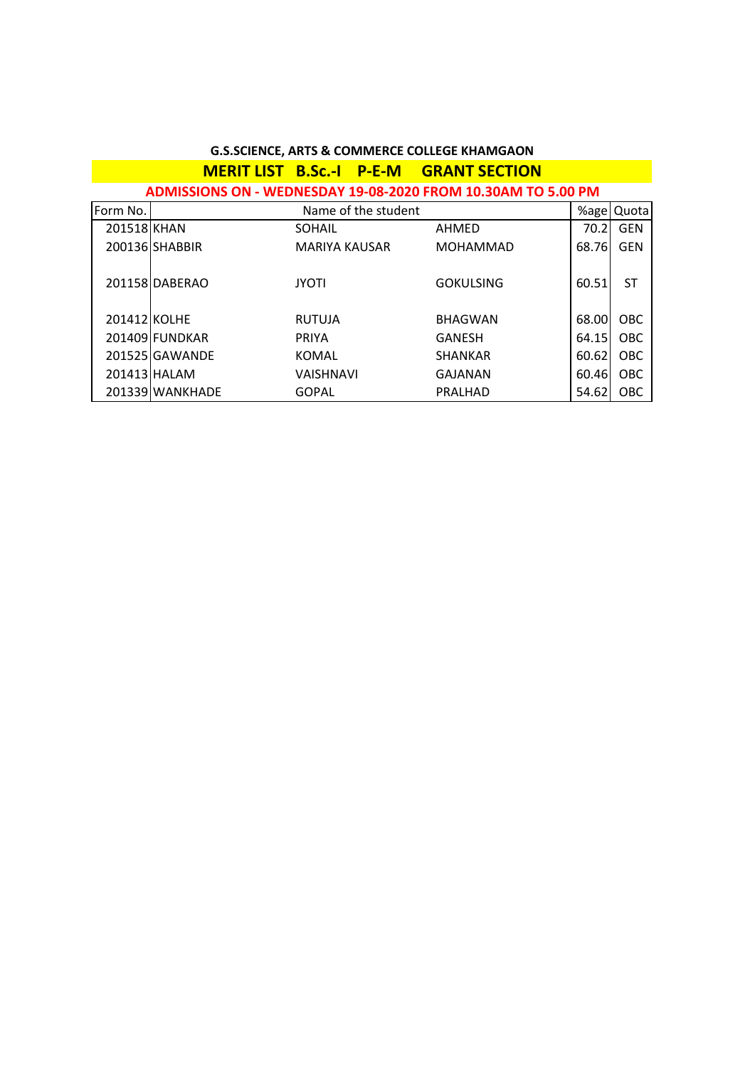**G.S.SCIENCE, ARTS & COMMERCE COLLEGE KHAMGAON**

**MERIT LIST B.Sc.-I P-E-M GRANT SECTION**

**ADMISSIONS ON - WEDNESDAY 19-08-2020 FROM 10.30AM TO 5.00 PM**

| Form No. | Name of the student | | | %age | Quota |
|---|---|---|---|---|---|
| 201518 | KHAN | SOHAIL | AHMED | 70.2 | GEN |
| 200136 | SHABBIR | MARIYA KAUSAR | MOHAMMAD | 68.76 | GEN |
| 201158 | DABERAO | JYOTI | GOKULSING | 60.51 | ST |
| 201412 | KOLHE | RUTUJA | BHAGWAN | 68.00 | OBC |
| 201409 | FUNDKAR | PRIYA | GANESH | 64.15 | OBC |
| 201525 | GAWANDE | KOMAL | SHANKAR | 60.62 | OBC |
| 201413 | HALAM | VAISHNAVI | GAJANAN | 60.46 | OBC |
| 201339 | WANKHADE | GOPAL | PRALHAD | 54.62 | OBC |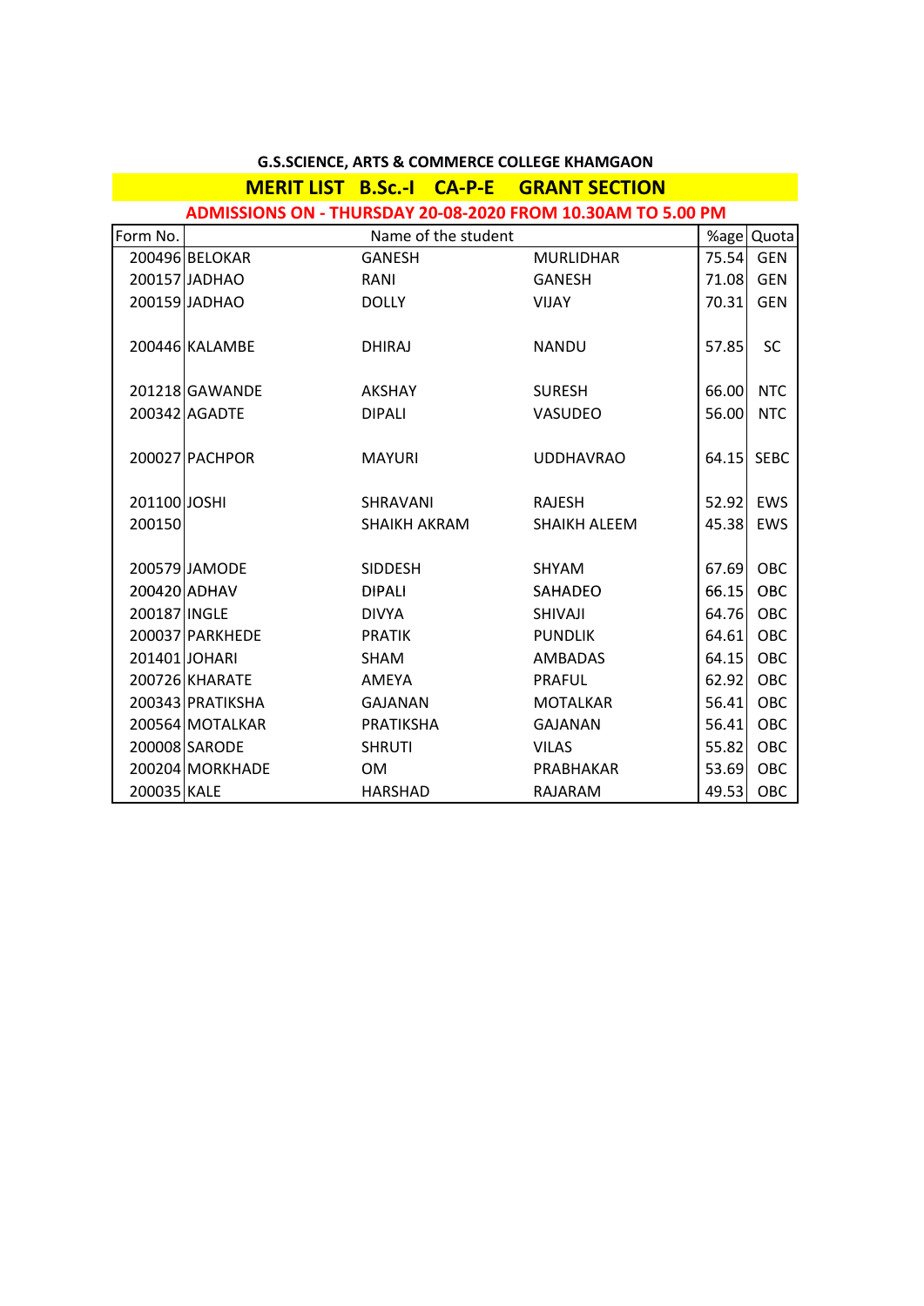**G.S.SCIENCE, ARTS & COMMERCE COLLEGE KHAMGAON**

**MERIT LIST B.Sc.-I CA-P-E GRANT SECTION**

**ADMISSIONS ON - THURSDAY 20-08-2020 FROM 10.30AM TO 5.00 PM**

| Form No. | Name of the student | | | %age | Quota |
|---|---|---|---|---|---|
| 200496 | BELOKAR | GANESH | MURLIDHAR | 75.54 | GEN |
| 200157 | JADHAO | RANI | GANESH | 71.08 | GEN |
| 200159 | JADHAO | DOLLY | VIJAY | 70.31 | GEN |
| | | | | | |
| 200446 | KALAMBE | DHIRAJ | NANDU | 57.85 | SC |
| | | | | | |
| 201218 | GAWANDE | AKSHAY | SURESH | 66.00 | NTC |
| 200342 | AGADTE | DIPALI | VASUDEO | 56.00 | NTC |
| | | | | | |
| 200027 | PACHPOR | MAYURI | UDDHAVRAO | 64.15 | SEBC |
| | | | | | |
| 201100 | JOSHI | SHRAVANI | RAJESH | 52.92 | EWS |
| 200150 | | SHAIKH AKRAM | SHAIKH ALEEM | 45.38 | EWS |
| | | | | | |
| 200579 | JAMODE | SIDDESH | SHYAM | 67.69 | OBC |
| 200420 | ADHAV | DIPALI | SAHADEO | 66.15 | OBC |
| 200187 | INGLE | DIVYA | SHIVAJI | 64.76 | OBC |
| 200037 | PARKHEDE | PRATIK | PUNDLIK | 64.61 | OBC |
| 201401 | JOHARI | SHAM | AMBADAS | 64.15 | OBC |
| 200726 | KHARATE | AMEYA | PRAFUL | 62.92 | OBC |
| 200343 | PRATIKSHA | GAJANAN | MOTALKAR | 56.41 | OBC |
| 200564 | MOTALKAR | PRATIKSHA | GAJANAN | 56.41 | OBC |
| 200008 | SARODE | SHRUTI | VILAS | 55.82 | OBC |
| 200204 | MORKHADE | OM | PRABHAKAR | 53.69 | OBC |
| 200035 | KALE | HARSHAD | RAJARAM | 49.53 | OBC |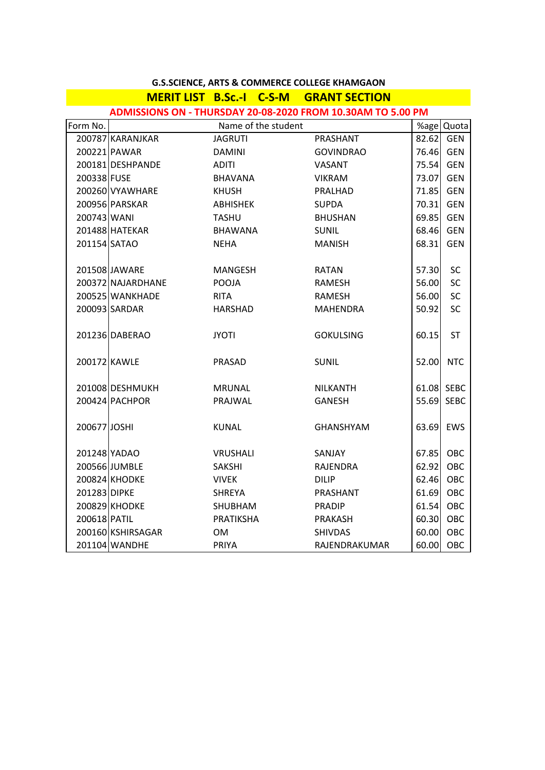**G.S.SCIENCE, ARTS & COMMERCE COLLEGE KHAMGAON**

**MERIT LIST B.Sc.-I C-S-M GRANT SECTION**

**ADMISSIONS ON - THURSDAY 20-08-2020 FROM 10.30AM TO 5.00 PM**

| Form No. | Name of the student | | | %age | Quota |
|---|---|---|---|---|---|
| 200787 | KARANJKAR | JAGRUTI | PRASHANT | 82.62 | GEN |
| 200221 | PAWAR | DAMINI | GOVINDRAO | 76.46 | GEN |
| 200181 | DESHPANDE | ADITI | VASANT | 75.54 | GEN |
| 200338 | FUSE | BHAVANA | VIKRAM | 73.07 | GEN |
| 200260 | VYAWHARE | KHUSH | PRALHAD | 71.85 | GEN |
| 200956 | PARSKAR | ABHISHEK | SUPDA | 70.31 | GEN |
| 200743 | WANI | TASHU | BHUSHAN | 69.85 | GEN |
| 201488 | HATEKAR | BHAWANA | SUNIL | 68.46 | GEN |
| 201154 | SATAO | NEHA | MANISH | 68.31 | GEN |
| | | | | | |
| 201508 | JAWARE | MANGESH | RATAN | 57.30 | SC |
| 200372 | NAJARDHANE | POOJA | RAMESH | 56.00 | SC |
| 200525 | WANKHADE | RITA | RAMESH | 56.00 | SC |
| 200093 | SARDAR | HARSHAD | MAHENDRA | 50.92 | SC |
| | | | | | |
| 201236 | DABERAO | JYOTI | GOKULSING | 60.15 | ST |
| | | | | | |
| 200172 | KAWLE | PRASAD | SUNIL | 52.00 | NTC |
| | | | | | |
| 201008 | DESHMUKH | MRUNAL | NILKANTH | 61.08 | SEBC |
| 200424 | PACHPOR | PRAJWAL | GANESH | 55.69 | SEBC |
| | | | | | |
| 200677 | JOSHI | KUNAL | GHANSHYAM | 63.69 | EWS |
| | | | | | |
| 201248 | YADAO | VRUSHALI | SANJAY | 67.85 | OBC |
| 200566 | JUMBLE | SAKSHI | RAJENDRA | 62.92 | OBC |
| 200824 | KHODKE | VIVEK | DILIP | 62.46 | OBC |
| 201283 | DIPKE | SHREYA | PRASHANT | 61.69 | OBC |
| 200829 | KHODKE | SHUBHAM | PRADIP | 61.54 | OBC |
| 200618 | PATIL | PRATIKSHA | PRAKASH | 60.30 | OBC |
| 200160 | KSHIRSAGAR | OM | SHIVDAS | 60.00 | OBC |
| 201104 | WANDHE | PRIYA | RAJENDRAKUMAR | 60.00 | OBC |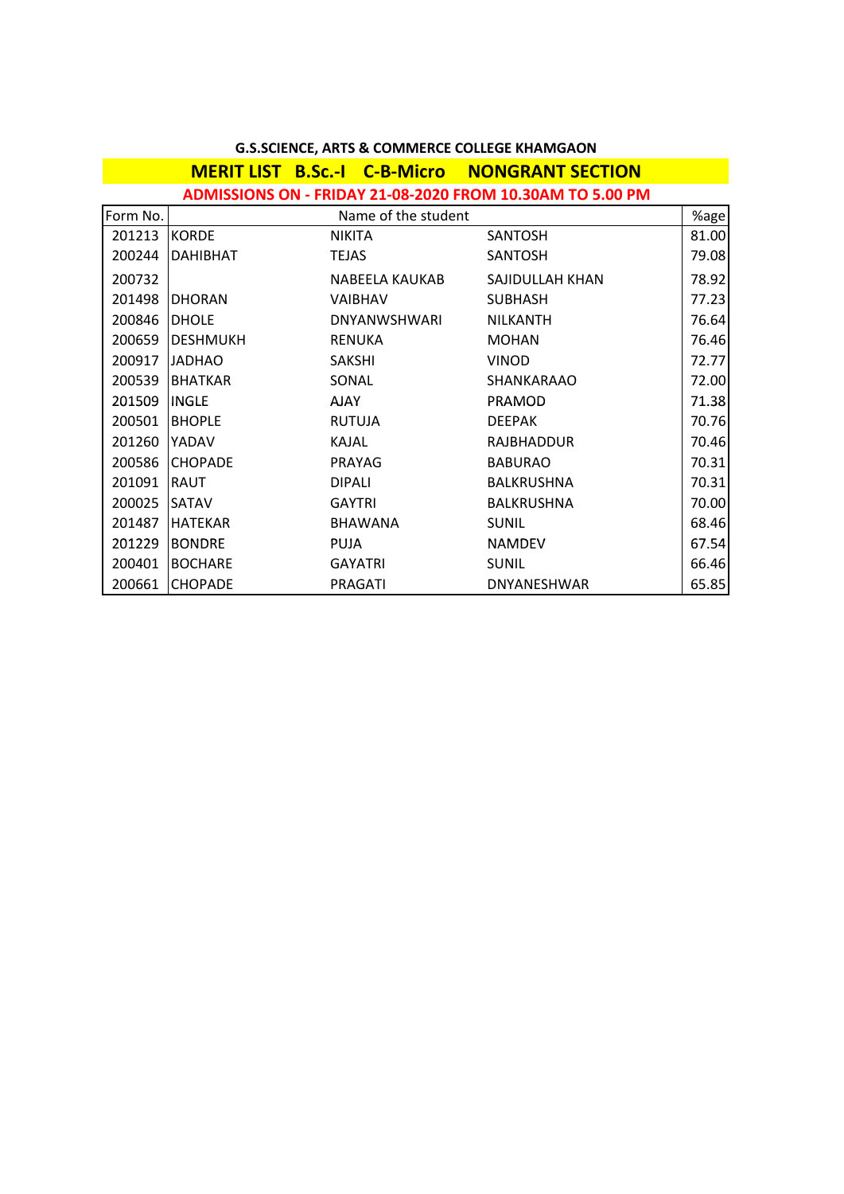**G.S.SCIENCE, ARTS & COMMERCE COLLEGE KHAMGAON**

**MERIT LIST B.Sc.-I C-B-Micro NONGRANT SECTION**

**ADMISSIONS ON - FRIDAY 21-08-2020 FROM 10.30AM TO 5.00 PM**

| Form No. | Name of the student | | | %age |
|---|---|---|---|---|
| 201213 | KORDE | NIKITA | SANTOSH | 81.00 |
| 200244 | DAHIBHAT | TEJAS | SANTOSH | 79.08 |
| 200732 | | NABEELA KAUKAB | SAJIDULLAH KHAN | 78.92 |
| 201498 | DHORAN | VAIBHAV | SUBHASH | 77.23 |
| 200846 | DHOLE | DNYANWSHWARI | NILKANTH | 76.64 |
| 200659 | DESHMUKH | RENUKA | MOHAN | 76.46 |
| 200917 | JADHAO | SAKSHI | VINOD | 72.77 |
| 200539 | BHATKAR | SONAL | SHANKARAAO | 72.00 |
| 201509 | INGLE | AJAY | PRAMOD | 71.38 |
| 200501 | BHOPLE | RUTUJA | DEEPAK | 70.76 |
| 201260 | YADAV | KAJAL | RAJBHADDUR | 70.46 |
| 200586 | CHOPADE | PRAYAG | BABURAO | 70.31 |
| 201091 | RAUT | DIPALI | BALKRUSHNA | 70.31 |
| 200025 | SATAV | GAYTRI | BALKRUSHNA | 70.00 |
| 201487 | HATEKAR | BHAWANA | SUNIL | 68.46 |
| 201229 | BONDRE | PUJA | NAMDEV | 67.54 |
| 200401 | BOCHARE | GAYATRI | SUNIL | 66.46 |
| 200661 | CHOPADE | PRAGATI | DNYANESHWAR | 65.85 |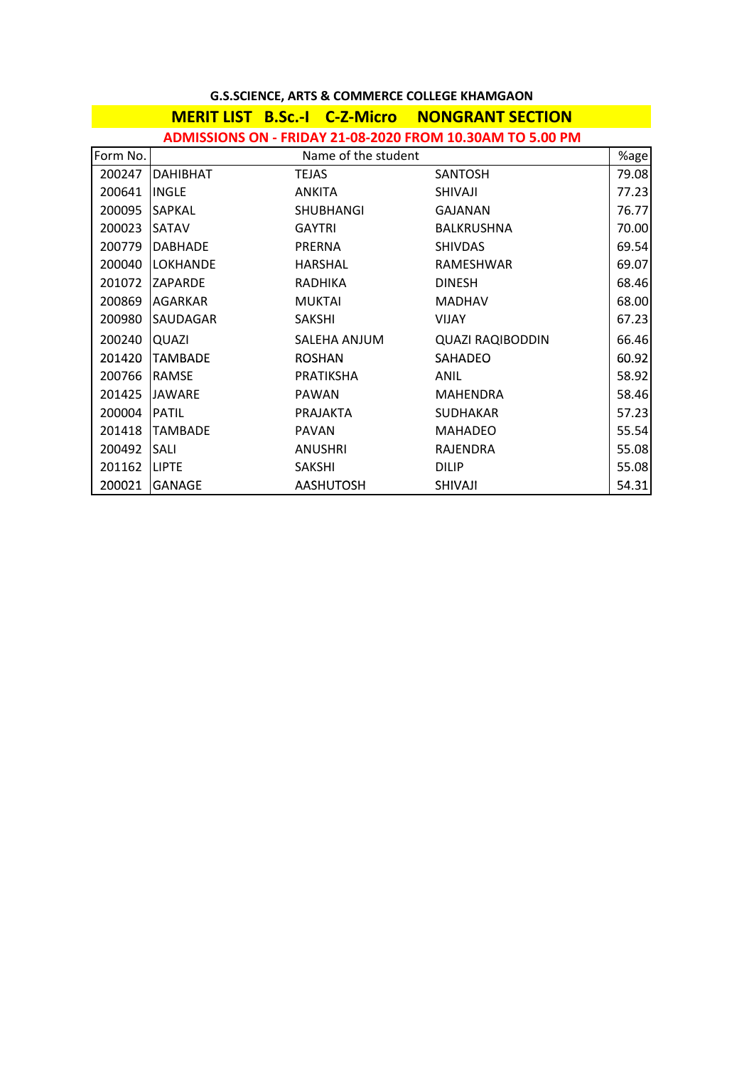## G.S.SCIENCE, ARTS & COMMERCE COLLEGE KHAMGAON

## MERIT LIST B.Sc.-I C-Z-Micro NONGRANT SECTION

**ADMISSIONS ON - FRIDAY 21-08-2020 FROM 10.30AM TO 5.00 PM**

| Form No. | Name of the student | | | %age |
|---|---|---|---|---|
| 200247 | DAHIBHAT | TEJAS | SANTOSH | 79.08 |
| 200641 | INGLE | ANKITA | SHIVAJI | 77.23 |
| 200095 | SAPKAL | SHUBHANGI | GAJANAN | 76.77 |
| 200023 | SATAV | GAYTRI | BALKRUSHNA | 70.00 |
| 200779 | DABHADE | PRERNA | SHIVDAS | 69.54 |
| 200040 | LOKHANDE | HARSHAL | RAMESHWAR | 69.07 |
| 201072 | ZAPARDE | RADHIKA | DINESH | 68.46 |
| 200869 | AGARKAR | MUKTAI | MADHAV | 68.00 |
| 200980 | SAUDAGAR | SAKSHI | VIJAY | 67.23 |
| 200240 | QUAZI | SALEHA ANJUM | QUAZI RAQIBODDIN | 66.46 |
| 201420 | TAMBADE | ROSHAN | SAHADEO | 60.92 |
| 200766 | RAMSE | PRATIKSHA | ANIL | 58.92 |
| 201425 | JAWARE | PAWAN | MAHENDRA | 58.46 |
| 200004 | PATIL | PRAJAKTA | SUDHAKAR | 57.23 |
| 201418 | TAMBADE | PAVAN | MAHADEO | 55.54 |
| 200492 | SALI | ANUSHRI | RAJENDRA | 55.08 |
| 201162 | LIPTE | SAKSHI | DILIP | 55.08 |
| 200021 | GANAGE | AASHUTOSH | SHIVAJI | 54.31 |